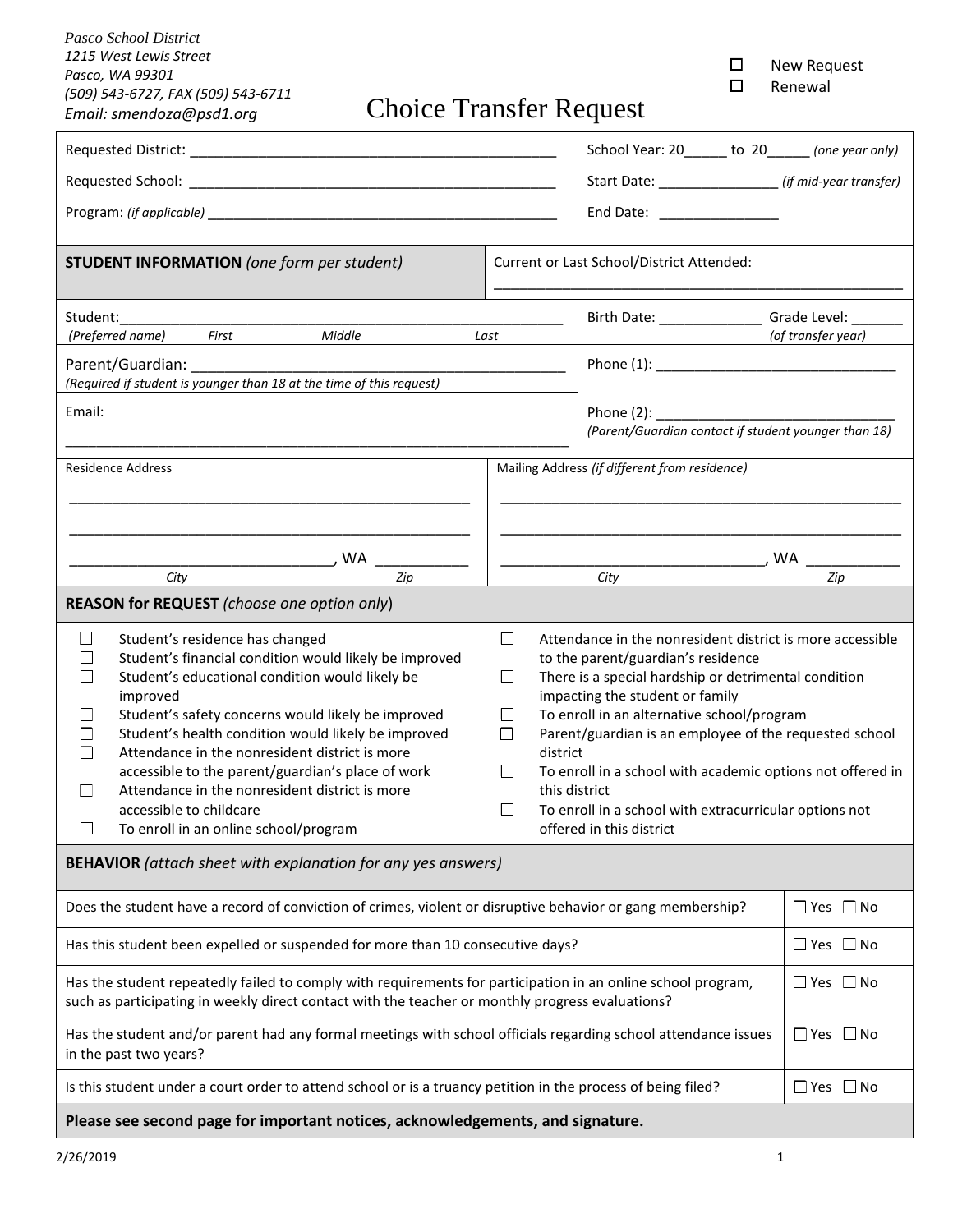*Pasco School District*
*1215 West Lewis Street*
*Pasco, WA 99301*
*(509) 543-6727, FAX (509) 543-6711*
*Email: smendoza@psd1.org*

☐ New Request
☐ Renewal

# Choice Transfer Request

| | |
|---|---|
| Requested District: _______________________________________________ | School Year: 20_____ to 20_____ *(one year only)* |
| Requested School: _______________________________________________ | Start Date: _______________ *(if mid-year transfer)* |
| Program: *(if applicable)* _______________________________________________ | End Date: _______________ |

| | |
|---|---|
| **STUDENT INFORMATION** *(one form per student)* | Current or Last School/District Attended: ____________________________________________________ |
| Student: ______________________________________________________ *(Preferred name) First Middle Last* | Birth Date: _____________ Grade Level: ______ *(of transfer year)* |
| Parent/Guardian: ____________________________________________ *(Required if student is younger than 18 at the time of this request)* | Phone (1): ______________________________ |
| Email: ________________________________________________________________ | Phone (2): ______________________________ *(Parent/Guardian contact if student younger than 18)* |
| Residence Address<br>__________________________________________________<br>__________________________________________________<br>______________________________, WA __________<br>*City* *Zip* | Mailing Address *(if different from residence)*<br>__________________________________________________<br>__________________________________________________<br>______________________________, WA __________<br>*City* *Zip* |

**REASON for REQUEST** *(choose one option only)*

- ☐ Student's residence has changed
- ☐ Student's financial condition would likely be improved
- ☐ Student's educational condition would likely be improved
- ☐ Student's safety concerns would likely be improved
- ☐ Student's health condition would likely be improved
- ☐ Attendance in the nonresident district is more accessible to the parent/guardian's place of work
- ☐ Attendance in the nonresident district is more accessible to childcare
- ☐ To enroll in an online school/program
- ☐ Attendance in the nonresident district is more accessible to the parent/guardian's residence
- ☐ There is a special hardship or detrimental condition impacting the student or family
- ☐ To enroll in an alternative school/program
- ☐ Parent/guardian is an employee of the requested school district
- ☐ To enroll in a school with academic options not offered in this district
- ☐ To enroll in a school with extracurricular options not offered in this district

**BEHAVIOR** *(attach sheet with explanation for any yes answers)*

| Question | Answer |
|---|---|
| Does the student have a record of conviction of crimes, violent or disruptive behavior or gang membership? | ☐ Yes ☐ No |
| Has this student been expelled or suspended for more than 10 consecutive days? | ☐ Yes ☐ No |
| Has the student repeatedly failed to comply with requirements for participation in an online school program, such as participating in weekly direct contact with the teacher or monthly progress evaluations? | ☐ Yes ☐ No |
| Has the student and/or parent had any formal meetings with school officials regarding school attendance issues in the past two years? | ☐ Yes ☐ No |
| Is this student under a court order to attend school or is a truancy petition in the process of being filed? | ☐ Yes ☐ No |

**Please see second page for important notices, acknowledgements, and signature.**

2/26/2019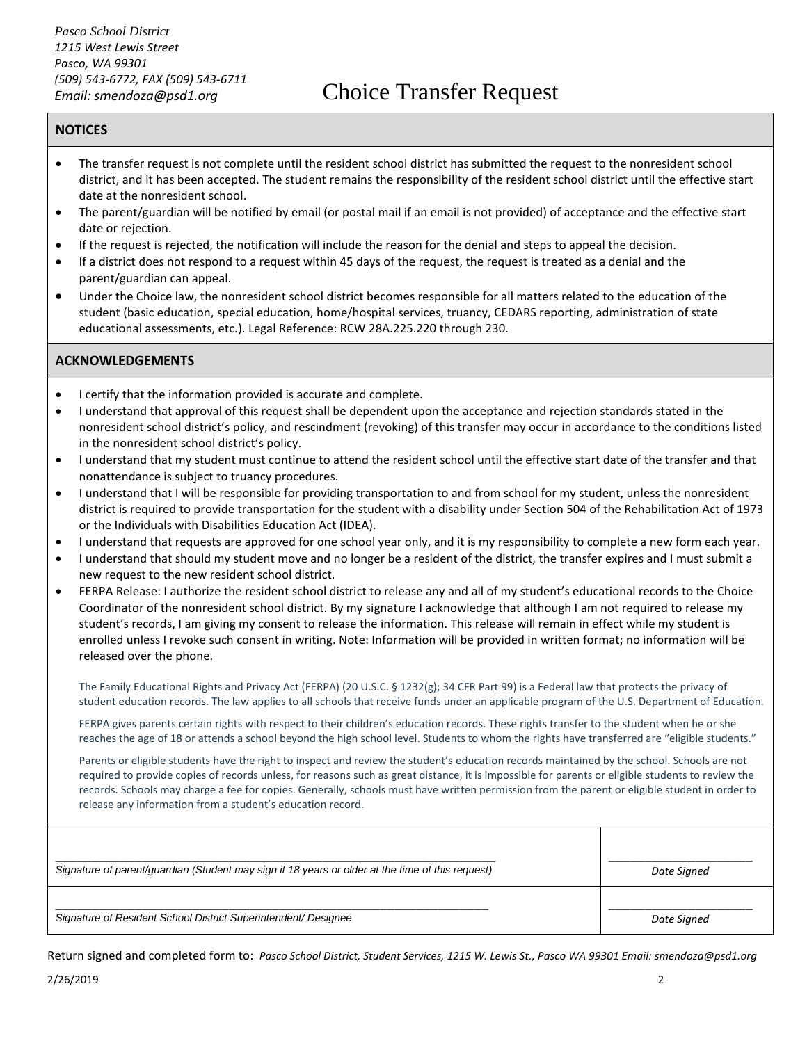*Pasco School District*
*1215 West Lewis Street*
*Pasco, WA 99301*
*(509) 543-6772, FAX (509) 543-6711*
*Email: smendoza@psd1.org*

# Choice Transfer Request

## NOTICES

- The transfer request is not complete until the resident school district has submitted the request to the nonresident school district, and it has been accepted. The student remains the responsibility of the resident school district until the effective start date at the nonresident school.
- The parent/guardian will be notified by email (or postal mail if an email is not provided) of acceptance and the effective start date or rejection.
- If the request is rejected, the notification will include the reason for the denial and steps to appeal the decision.
- If a district does not respond to a request within 45 days of the request, the request is treated as a denial and the parent/guardian can appeal.
- Under the Choice law, the nonresident school district becomes responsible for all matters related to the education of the student (basic education, special education, home/hospital services, truancy, CEDARS reporting, administration of state educational assessments, etc.). Legal Reference: RCW 28A.225.220 through 230.

## ACKNOWLEDGEMENTS

- I certify that the information provided is accurate and complete.
- I understand that approval of this request shall be dependent upon the acceptance and rejection standards stated in the nonresident school district's policy, and rescindment (revoking) of this transfer may occur in accordance to the conditions listed in the nonresident school district's policy.
- I understand that my student must continue to attend the resident school until the effective start date of the transfer and that nonattendance is subject to truancy procedures.
- I understand that I will be responsible for providing transportation to and from school for my student, unless the nonresident district is required to provide transportation for the student with a disability under Section 504 of the Rehabilitation Act of 1973 or the Individuals with Disabilities Education Act (IDEA).
- I understand that requests are approved for one school year only, and it is my responsibility to complete a new form each year.
- I understand that should my student move and no longer be a resident of the district, the transfer expires and I must submit a new request to the new resident school district.
- FERPA Release: I authorize the resident school district to release any and all of my student's educational records to the Choice Coordinator of the nonresident school district. By my signature I acknowledge that although I am not required to release my student's records, I am giving my consent to release the information. This release will remain in effect while my student is enrolled unless I revoke such consent in writing. Note: Information will be provided in written format; no information will be released over the phone.

The Family Educational Rights and Privacy Act (FERPA) (20 U.S.C. § 1232(g); 34 CFR Part 99) is a Federal law that protects the privacy of student education records. The law applies to all schools that receive funds under an applicable program of the U.S. Department of Education.

FERPA gives parents certain rights with respect to their children's education records. These rights transfer to the student when he or she reaches the age of 18 or attends a school beyond the high school level. Students to whom the rights have transferred are "eligible students."

Parents or eligible students have the right to inspect and review the student's education records maintained by the school. Schools are not required to provide copies of records unless, for reasons such as great distance, it is impossible for parents or eligible students to review the records. Schools may charge a fee for copies. Generally, schools must have written permission from the parent or eligible student in order to release any information from a student's education record.

| | |
|---|---|
| ______________________________________ *Signature of parent/guardian (Student may sign if 18 years or older at the time of this request)* | ____________________ *Date Signed* |
| ______________________________________ *Signature of Resident School District Superintendent/ Designee* | ____________________ *Date Signed* |

Return signed and completed form to: *Pasco School District, Student Services, 1215 W. Lewis St., Pasco WA 99301 Email: smendoza@psd1.org*

2/26/2019